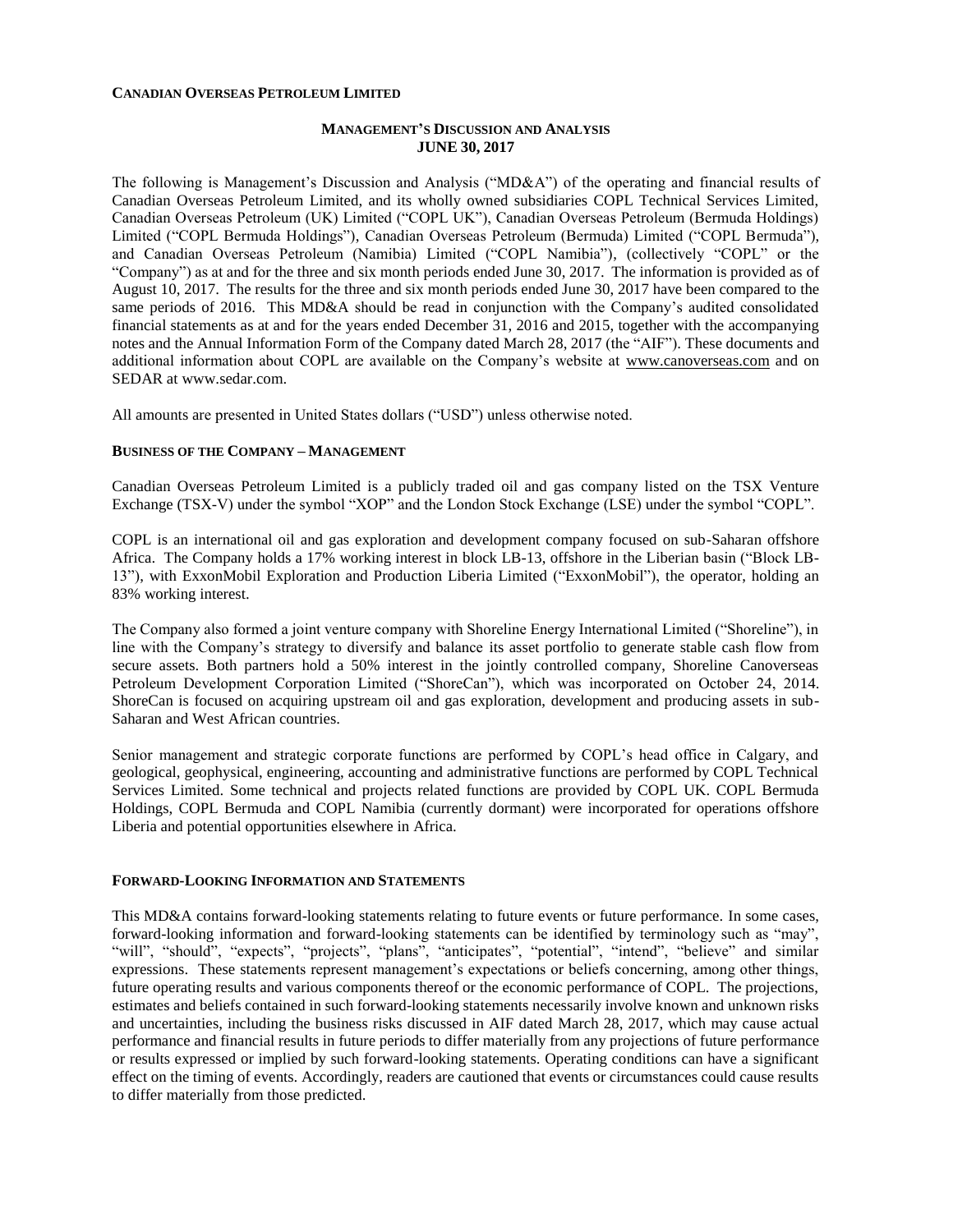**CANADIAN OVERSEAS PETROLEUM LIMITED**

## MANAGEMENT'S DISCUSSION AND ANALYSIS
## JUNE 30, 2017

The following is Management's Discussion and Analysis ("MD&A") of the operating and financial results of Canadian Overseas Petroleum Limited, and its wholly owned subsidiaries COPL Technical Services Limited, Canadian Overseas Petroleum (UK) Limited ("COPL UK"), Canadian Overseas Petroleum (Bermuda Holdings) Limited ("COPL Bermuda Holdings"), Canadian Overseas Petroleum (Bermuda) Limited ("COPL Bermuda"), and Canadian Overseas Petroleum (Namibia) Limited ("COPL Namibia"), (collectively "COPL" or the "Company") as at and for the three and six month periods ended June 30, 2017. The information is provided as of August 10, 2017. The results for the three and six month periods ended June 30, 2017 have been compared to the same periods of 2016. This MD&A should be read in conjunction with the Company's audited consolidated financial statements as at and for the years ended December 31, 2016 and 2015, together with the accompanying notes and the Annual Information Form of the Company dated March 28, 2017 (the "AIF"). These documents and additional information about COPL are available on the Company's website at www.canoverseas.com and on SEDAR at www.sedar.com.

All amounts are presented in United States dollars ("USD") unless otherwise noted.

### BUSINESS OF THE COMPANY – MANAGEMENT

Canadian Overseas Petroleum Limited is a publicly traded oil and gas company listed on the TSX Venture Exchange (TSX-V) under the symbol "XOP" and the London Stock Exchange (LSE) under the symbol "COPL".

COPL is an international oil and gas exploration and development company focused on sub-Saharan offshore Africa. The Company holds a 17% working interest in block LB-13, offshore in the Liberian basin ("Block LB-13"), with ExxonMobil Exploration and Production Liberia Limited ("ExxonMobil"), the operator, holding an 83% working interest.

The Company also formed a joint venture company with Shoreline Energy International Limited ("Shoreline"), in line with the Company's strategy to diversify and balance its asset portfolio to generate stable cash flow from secure assets. Both partners hold a 50% interest in the jointly controlled company, Shoreline Canoverseas Petroleum Development Corporation Limited ("ShoreCan"), which was incorporated on October 24, 2014. ShoreCan is focused on acquiring upstream oil and gas exploration, development and producing assets in sub-Saharan and West African countries.

Senior management and strategic corporate functions are performed by COPL's head office in Calgary, and geological, geophysical, engineering, accounting and administrative functions are performed by COPL Technical Services Limited. Some technical and projects related functions are provided by COPL UK. COPL Bermuda Holdings, COPL Bermuda and COPL Namibia (currently dormant) were incorporated for operations offshore Liberia and potential opportunities elsewhere in Africa.

### FORWARD-LOOKING INFORMATION AND STATEMENTS

This MD&A contains forward-looking statements relating to future events or future performance. In some cases, forward-looking information and forward-looking statements can be identified by terminology such as "may", "will", "should", "expects", "projects", "plans", "anticipates", "potential", "intend", "believe" and similar expressions. These statements represent management's expectations or beliefs concerning, among other things, future operating results and various components thereof or the economic performance of COPL. The projections, estimates and beliefs contained in such forward-looking statements necessarily involve known and unknown risks and uncertainties, including the business risks discussed in AIF dated March 28, 2017, which may cause actual performance and financial results in future periods to differ materially from any projections of future performance or results expressed or implied by such forward-looking statements. Operating conditions can have a significant effect on the timing of events. Accordingly, readers are cautioned that events or circumstances could cause results to differ materially from those predicted.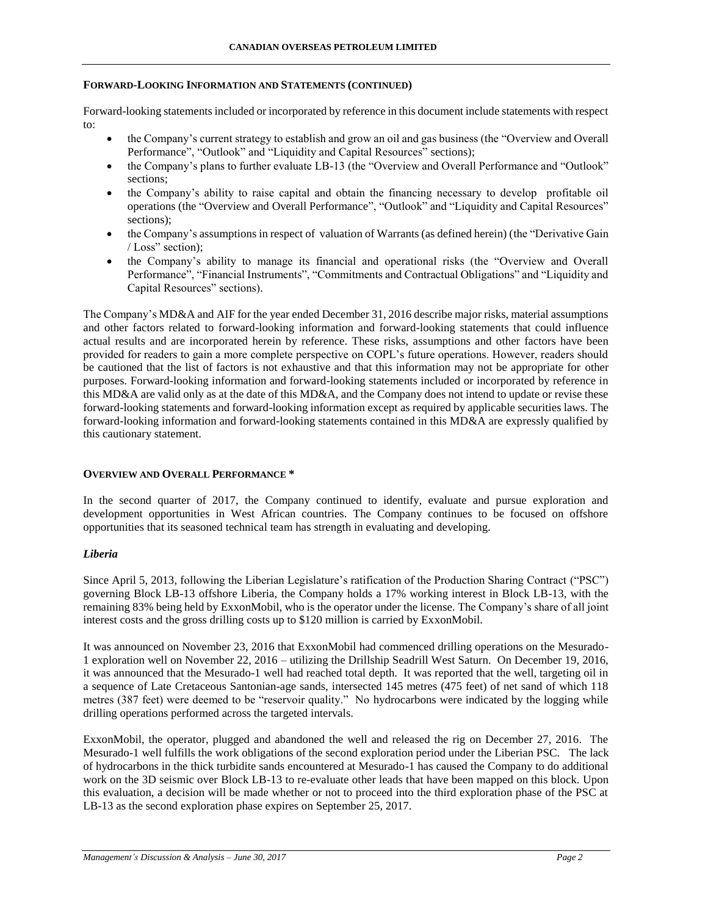#### FORWARD-LOOKING INFORMATION AND STATEMENTS (CONTINUED)

Forward-looking statements included or incorporated by reference in this document include statements with respect to:

- the Company's current strategy to establish and grow an oil and gas business (the "Overview and Overall Performance", "Outlook" and "Liquidity and Capital Resources" sections);
- the Company's plans to further evaluate LB-13 (the "Overview and Overall Performance and "Outlook" sections;
- the Company's ability to raise capital and obtain the financing necessary to develop profitable oil operations (the "Overview and Overall Performance", "Outlook" and "Liquidity and Capital Resources" sections);
- the Company's assumptions in respect of valuation of Warrants (as defined herein) (the "Derivative Gain / Loss" section);
- the Company's ability to manage its financial and operational risks (the "Overview and Overall Performance", "Financial Instruments", "Commitments and Contractual Obligations" and "Liquidity and Capital Resources" sections).

The Company's MD&A and AIF for the year ended December 31, 2016 describe major risks, material assumptions and other factors related to forward-looking information and forward-looking statements that could influence actual results and are incorporated herein by reference. These risks, assumptions and other factors have been provided for readers to gain a more complete perspective on COPL's future operations. However, readers should be cautioned that the list of factors is not exhaustive and that this information may not be appropriate for other purposes. Forward-looking information and forward-looking statements included or incorporated by reference in this MD&A are valid only as at the date of this MD&A, and the Company does not intend to update or revise these forward-looking statements and forward-looking information except as required by applicable securities laws. The forward-looking information and forward-looking statements contained in this MD&A are expressly qualified by this cautionary statement.

#### OVERVIEW AND OVERALL PERFORMANCE *

In the second quarter of 2017, the Company continued to identify, evaluate and pursue exploration and development opportunities in West African countries. The Company continues to be focused on offshore opportunities that its seasoned technical team has strength in evaluating and developing.

##### *Liberia*

Since April 5, 2013, following the Liberian Legislature's ratification of the Production Sharing Contract ("PSC") governing Block LB-13 offshore Liberia, the Company holds a 17% working interest in Block LB-13, with the remaining 83% being held by ExxonMobil, who is the operator under the license. The Company's share of all joint interest costs and the gross drilling costs up to $120 million is carried by ExxonMobil.

It was announced on November 23, 2016 that ExxonMobil had commenced drilling operations on the Mesurado-1 exploration well on November 22, 2016 – utilizing the Drillship Seadrill West Saturn. On December 19, 2016, it was announced that the Mesurado-1 well had reached total depth. It was reported that the well, targeting oil in a sequence of Late Cretaceous Santonian-age sands, intersected 145 metres (475 feet) of net sand of which 118 metres (387 feet) were deemed to be "reservoir quality." No hydrocarbons were indicated by the logging while drilling operations performed across the targeted intervals.

ExxonMobil, the operator, plugged and abandoned the well and released the rig on December 27, 2016. The Mesurado-1 well fulfills the work obligations of the second exploration period under the Liberian PSC. The lack of hydrocarbons in the thick turbidite sands encountered at Mesurado-1 has caused the Company to do additional work on the 3D seismic over Block LB-13 to re-evaluate other leads that have been mapped on this block. Upon this evaluation, a decision will be made whether or not to proceed into the third exploration phase of the PSC at LB-13 as the second exploration phase expires on September 25, 2017.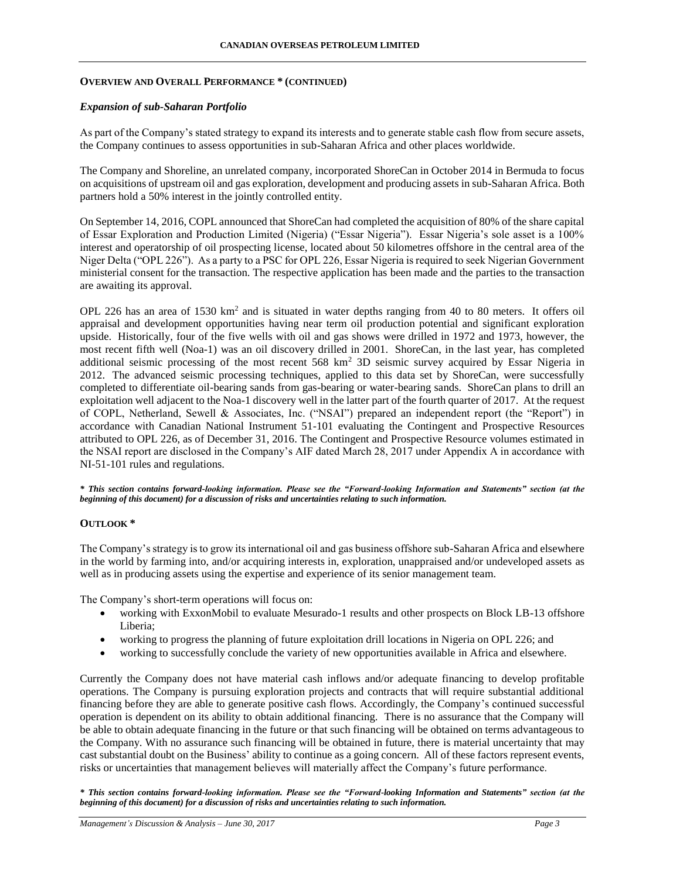## Overview and Overall Performance * (continued)

### *Expansion of sub-Saharan Portfolio*

As part of the Company's stated strategy to expand its interests and to generate stable cash flow from secure assets, the Company continues to assess opportunities in sub-Saharan Africa and other places worldwide.

The Company and Shoreline, an unrelated company, incorporated ShoreCan in October 2014 in Bermuda to focus on acquisitions of upstream oil and gas exploration, development and producing assets in sub-Saharan Africa. Both partners hold a 50% interest in the jointly controlled entity.

On September 14, 2016, COPL announced that ShoreCan had completed the acquisition of 80% of the share capital of Essar Exploration and Production Limited (Nigeria) ("Essar Nigeria"). Essar Nigeria's sole asset is a 100% interest and operatorship of oil prospecting license, located about 50 kilometres offshore in the central area of the Niger Delta ("OPL 226"). As a party to a PSC for OPL 226, Essar Nigeria is required to seek Nigerian Government ministerial consent for the transaction. The respective application has been made and the parties to the transaction are awaiting its approval.

OPL 226 has an area of 1530 km$^2$ and is situated in water depths ranging from 40 to 80 meters. It offers oil appraisal and development opportunities having near term oil production potential and significant exploration upside. Historically, four of the five wells with oil and gas shows were drilled in 1972 and 1973, however, the most recent fifth well (Noa-1) was an oil discovery drilled in 2001. ShoreCan, in the last year, has completed additional seismic processing of the most recent 568 km$^2$ 3D seismic survey acquired by Essar Nigeria in 2012. The advanced seismic processing techniques, applied to this data set by ShoreCan, were successfully completed to differentiate oil-bearing sands from gas-bearing or water-bearing sands. ShoreCan plans to drill an exploitation well adjacent to the Noa-1 discovery well in the latter part of the fourth quarter of 2017. At the request of COPL, Netherland, Sewell & Associates, Inc. ("NSAI") prepared an independent report (the "Report") in accordance with Canadian National Instrument 51-101 evaluating the Contingent and Prospective Resources attributed to OPL 226, as of December 31, 2016. The Contingent and Prospective Resource volumes estimated in the NSAI report are disclosed in the Company's AIF dated March 28, 2017 under Appendix A in accordance with NI-51-101 rules and regulations.

***\* This section contains forward-looking information. Please see the "Forward-looking Information and Statements" section (at the beginning of this document) for a discussion of risks and uncertainties relating to such information.***

## Outlook *

The Company's strategy is to grow its international oil and gas business offshore sub-Saharan Africa and elsewhere in the world by farming into, and/or acquiring interests in, exploration, unappraised and/or undeveloped assets as well as in producing assets using the expertise and experience of its senior management team.

The Company's short-term operations will focus on:

- working with ExxonMobil to evaluate Mesurado-1 results and other prospects on Block LB-13 offshore Liberia;
- working to progress the planning of future exploitation drill locations in Nigeria on OPL 226; and
- working to successfully conclude the variety of new opportunities available in Africa and elsewhere.

Currently the Company does not have material cash inflows and/or adequate financing to develop profitable operations. The Company is pursuing exploration projects and contracts that will require substantial additional financing before they are able to generate positive cash flows. Accordingly, the Company's continued successful operation is dependent on its ability to obtain additional financing. There is no assurance that the Company will be able to obtain adequate financing in the future or that such financing will be obtained on terms advantageous to the Company. With no assurance such financing will be obtained in future, there is material uncertainty that may cast substantial doubt on the Business' ability to continue as a going concern. All of these factors represent events, risks or uncertainties that management believes will materially affect the Company's future performance.

***\* This section contains forward-looking information. Please see the "Forward-looking Information and Statements" section (at the beginning of this document) for a discussion of risks and uncertainties relating to such information.***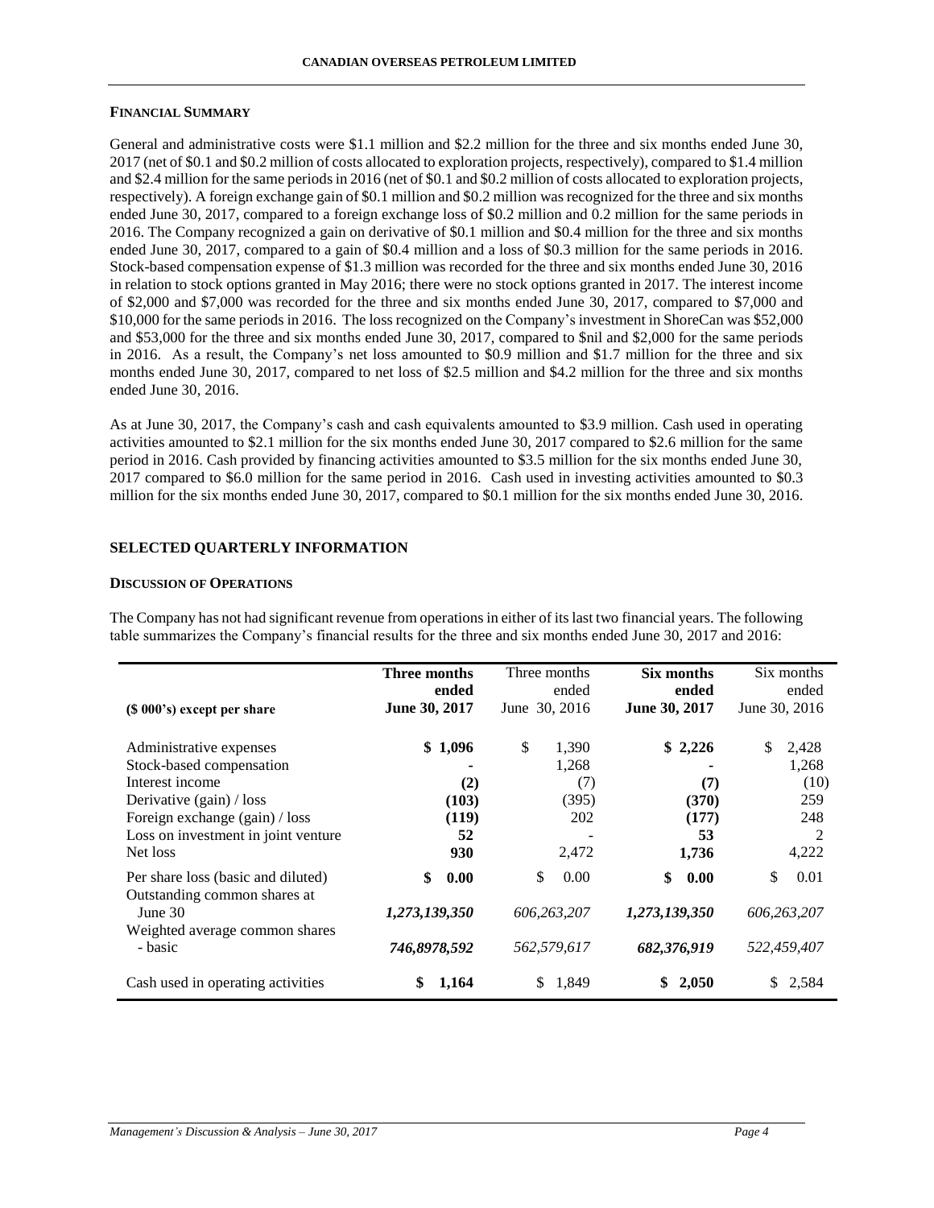#### FINANCIAL SUMMARY

General and administrative costs were $1.1 million and $2.2 million for the three and six months ended June 30, 2017 (net of $0.1 and $0.2 million of costs allocated to exploration projects, respectively), compared to $1.4 million and $2.4 million for the same periods in 2016 (net of $0.1 and $0.2 million of costs allocated to exploration projects, respectively). A foreign exchange gain of $0.1 million and $0.2 million was recognized for the three and six months ended June 30, 2017, compared to a foreign exchange loss of $0.2 million and 0.2 million for the same periods in 2016. The Company recognized a gain on derivative of $0.1 million and $0.4 million for the three and six months ended June 30, 2017, compared to a gain of $0.4 million and a loss of $0.3 million for the same periods in 2016. Stock-based compensation expense of $1.3 million was recorded for the three and six months ended June 30, 2016 in relation to stock options granted in May 2016; there were no stock options granted in 2017. The interest income of $2,000 and $7,000 was recorded for the three and six months ended June 30, 2017, compared to $7,000 and $10,000 for the same periods in 2016. The loss recognized on the Company's investment in ShoreCan was $52,000 and $53,000 for the three and six months ended June 30, 2017, compared to $nil and $2,000 for the same periods in 2016. As a result, the Company's net loss amounted to $0.9 million and $1.7 million for the three and six months ended June 30, 2017, compared to net loss of $2.5 million and $4.2 million for the three and six months ended June 30, 2016.

As at June 30, 2017, the Company's cash and cash equivalents amounted to $3.9 million. Cash used in operating activities amounted to $2.1 million for the six months ended June 30, 2017 compared to $2.6 million for the same period in 2016. Cash provided by financing activities amounted to $3.5 million for the six months ended June 30, 2017 compared to $6.0 million for the same period in 2016. Cash used in investing activities amounted to $0.3 million for the six months ended June 30, 2017, compared to $0.1 million for the six months ended June 30, 2016.

## SELECTED QUARTERLY INFORMATION

#### DISCUSSION OF OPERATIONS

The Company has not had significant revenue from operations in either of its last two financial years. The following table summarizes the Company's financial results for the three and six months ended June 30, 2017 and 2016:

| ($ 000's) except per share | **Three months ended June 30, 2017** | Three months ended June 30, 2016 | **Six months ended June 30, 2017** | Six months ended June 30, 2016 |
|---|---|---|---|---|
| Administrative expenses | **$ 1,096** | $ 1,390 | **$ 2,226** | $ 2,428 |
| Stock-based compensation | **-** | 1,268 | **-** | 1,268 |
| Interest income | **(2)** | (7) | **(7)** | (10) |
| Derivative (gain) / loss | **(103)** | (395) | **(370)** | 259 |
| Foreign exchange (gain) / loss | **(119)** | 202 | **(177)** | 248 |
| Loss on investment in joint venture | **52** | - | **53** | 2 |
| Net loss | **930** | 2,472 | **1,736** | 4,222 |
| Per share loss (basic and diluted) | **$ 0.00** | $ 0.00 | **$ 0.00** | $ 0.01 |
| Outstanding common shares at June 30 | ***1,273,139,350*** | *606,263,207* | ***1,273,139,350*** | *606,263,207* |
| Weighted average common shares - basic | ***746,8978,592*** | *562,579,617* | ***682,376,919*** | *522,459,407* |
| Cash used in operating activities | **$ 1,164** | $ 1,849 | **$ 2,050** | $ 2,584 |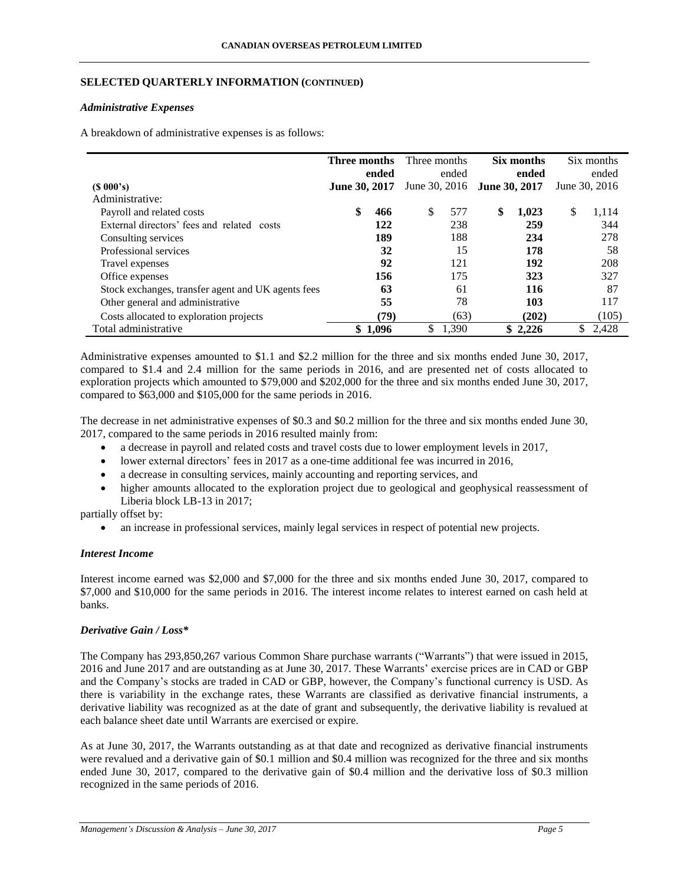## SELECTED QUARTERLY INFORMATION (CONTINUED)

### *Administrative Expenses*

A breakdown of administrative expenses is as follows:

| ($ 000's) | **Three months ended June 30, 2017** | Three months ended June 30, 2016 | **Six months ended June 30, 2017** | Six months ended June 30, 2016 |
|---|---|---|---|---|
| Administrative: | | | | |
| Payroll and related costs | **$ 466** | $ 577 | **$ 1,023** | $ 1,114 |
| External directors' fees and related costs | **122** | 238 | **259** | 344 |
| Consulting services | **189** | 188 | **234** | 278 |
| Professional services | **32** | 15 | **178** | 58 |
| Travel expenses | **92** | 121 | **192** | 208 |
| Office expenses | **156** | 175 | **323** | 327 |
| Stock exchanges, transfer agent and UK agents fees | **63** | 61 | **116** | 87 |
| Other general and administrative | **55** | 78 | **103** | 117 |
| Costs allocated to exploration projects | **(79)** | (63) | **(202)** | (105) |
| Total administrative | **$ 1,096** | $ 1,390 | **$ 2,226** | $ 2,428 |

Administrative expenses amounted to $1.1 and $2.2 million for the three and six months ended June 30, 2017, compared to $1.4 and 2.4 million for the same periods in 2016, and are presented net of costs allocated to exploration projects which amounted to $79,000 and $202,000 for the three and six months ended June 30, 2017, compared to $63,000 and $105,000 for the same periods in 2016.

The decrease in net administrative expenses of $0.3 and $0.2 million for the three and six months ended June 30, 2017, compared to the same periods in 2016 resulted mainly from:

- a decrease in payroll and related costs and travel costs due to lower employment levels in 2017,
- lower external directors' fees in 2017 as a one-time additional fee was incurred in 2016,
- a decrease in consulting services, mainly accounting and reporting services, and
- higher amounts allocated to the exploration project due to geological and geophysical reassessment of Liberia block LB-13 in 2017;

partially offset by:

- an increase in professional services, mainly legal services in respect of potential new projects.

### *Interest Income*

Interest income earned was $2,000 and $7,000 for the three and six months ended June 30, 2017, compared to $7,000 and $10,000 for the same periods in 2016. The interest income relates to interest earned on cash held at banks.

### *Derivative Gain / Loss**

The Company has 293,850,267 various Common Share purchase warrants ("Warrants") that were issued in 2015, 2016 and June 2017 and are outstanding as at June 30, 2017. These Warrants' exercise prices are in CAD or GBP and the Company's stocks are traded in CAD or GBP, however, the Company's functional currency is USD. As there is variability in the exchange rates, these Warrants are classified as derivative financial instruments, a derivative liability was recognized as at the date of grant and subsequently, the derivative liability is revalued at each balance sheet date until Warrants are exercised or expire.

As at June 30, 2017, the Warrants outstanding as at that date and recognized as derivative financial instruments were revalued and a derivative gain of $0.1 million and $0.4 million was recognized for the three and six months ended June 30, 2017, compared to the derivative gain of $0.4 million and the derivative loss of $0.3 million recognized in the same periods of 2016.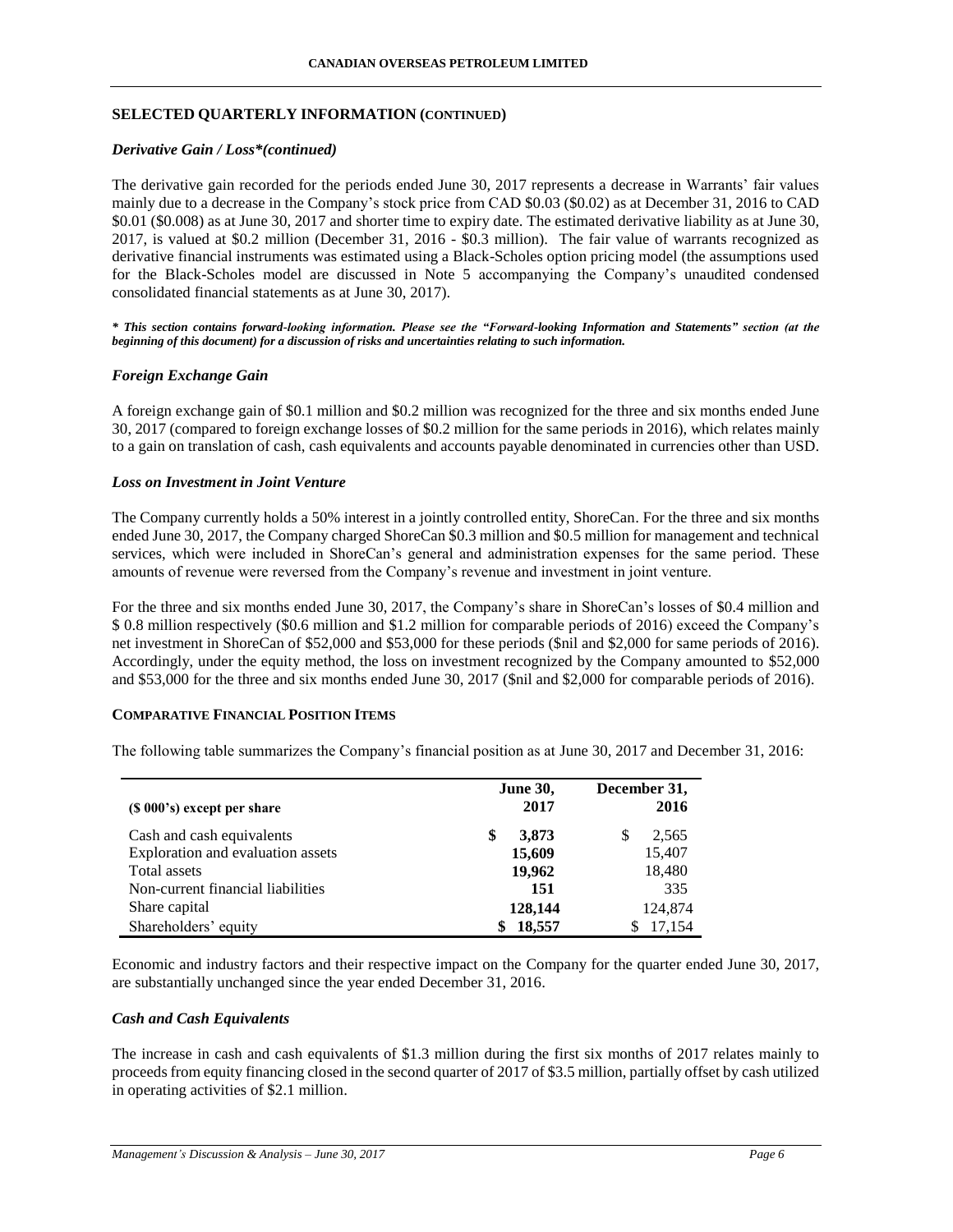## SELECTED QUARTERLY INFORMATION (CONTINUED)

### *Derivative Gain / Loss\*(continued)*

The derivative gain recorded for the periods ended June 30, 2017 represents a decrease in Warrants' fair values mainly due to a decrease in the Company's stock price from CAD $0.03 ($0.02) as at December 31, 2016 to CAD $0.01 ($0.008) as at June 30, 2017 and shorter time to expiry date. The estimated derivative liability as at June 30, 2017, is valued at $0.2 million (December 31, 2016 - $0.3 million). The fair value of warrants recognized as derivative financial instruments was estimated using a Black-Scholes option pricing model (the assumptions used for the Black-Scholes model are discussed in Note 5 accompanying the Company's unaudited condensed consolidated financial statements as at June 30, 2017).

***\* This section contains forward-looking information. Please see the "Forward-looking Information and Statements" section (at the beginning of this document) for a discussion of risks and uncertainties relating to such information.***

### *Foreign Exchange Gain*

A foreign exchange gain of $0.1 million and $0.2 million was recognized for the three and six months ended June 30, 2017 (compared to foreign exchange losses of $0.2 million for the same periods in 2016), which relates mainly to a gain on translation of cash, cash equivalents and accounts payable denominated in currencies other than USD.

### *Loss on Investment in Joint Venture*

The Company currently holds a 50% interest in a jointly controlled entity, ShoreCan. For the three and six months ended June 30, 2017, the Company charged ShoreCan $0.3 million and $0.5 million for management and technical services, which were included in ShoreCan's general and administration expenses for the same period. These amounts of revenue were reversed from the Company's revenue and investment in joint venture.

For the three and six months ended June 30, 2017, the Company's share in ShoreCan's losses of $0.4 million and $ 0.8 million respectively ($0.6 million and $1.2 million for comparable periods of 2016) exceed the Company's net investment in ShoreCan of $52,000 and $53,000 for these periods ($nil and $2,000 for same periods of 2016). Accordingly, under the equity method, the loss on investment recognized by the Company amounted to $52,000 and $53,000 for the three and six months ended June 30, 2017 ($nil and $2,000 for comparable periods of 2016).

## COMPARATIVE FINANCIAL POSITION ITEMS

The following table summarizes the Company's financial position as at June 30, 2017 and December 31, 2016:

| ($ 000's) except per share | June 30, 2017 | December 31, 2016 |
|---|---|---|
| Cash and cash equivalents | **$ 3,873** | $ 2,565 |
| Exploration and evaluation assets | **15,609** | 15,407 |
| Total assets | **19,962** | 18,480 |
| Non-current financial liabilities | **151** | 335 |
| Share capital | **128,144** | 124,874 |
| Shareholders' equity | **$ 18,557** | $ 17,154 |

Economic and industry factors and their respective impact on the Company for the quarter ended June 30, 2017, are substantially unchanged since the year ended December 31, 2016.

### *Cash and Cash Equivalents*

The increase in cash and cash equivalents of $1.3 million during the first six months of 2017 relates mainly to proceeds from equity financing closed in the second quarter of 2017 of $3.5 million, partially offset by cash utilized in operating activities of $2.1 million.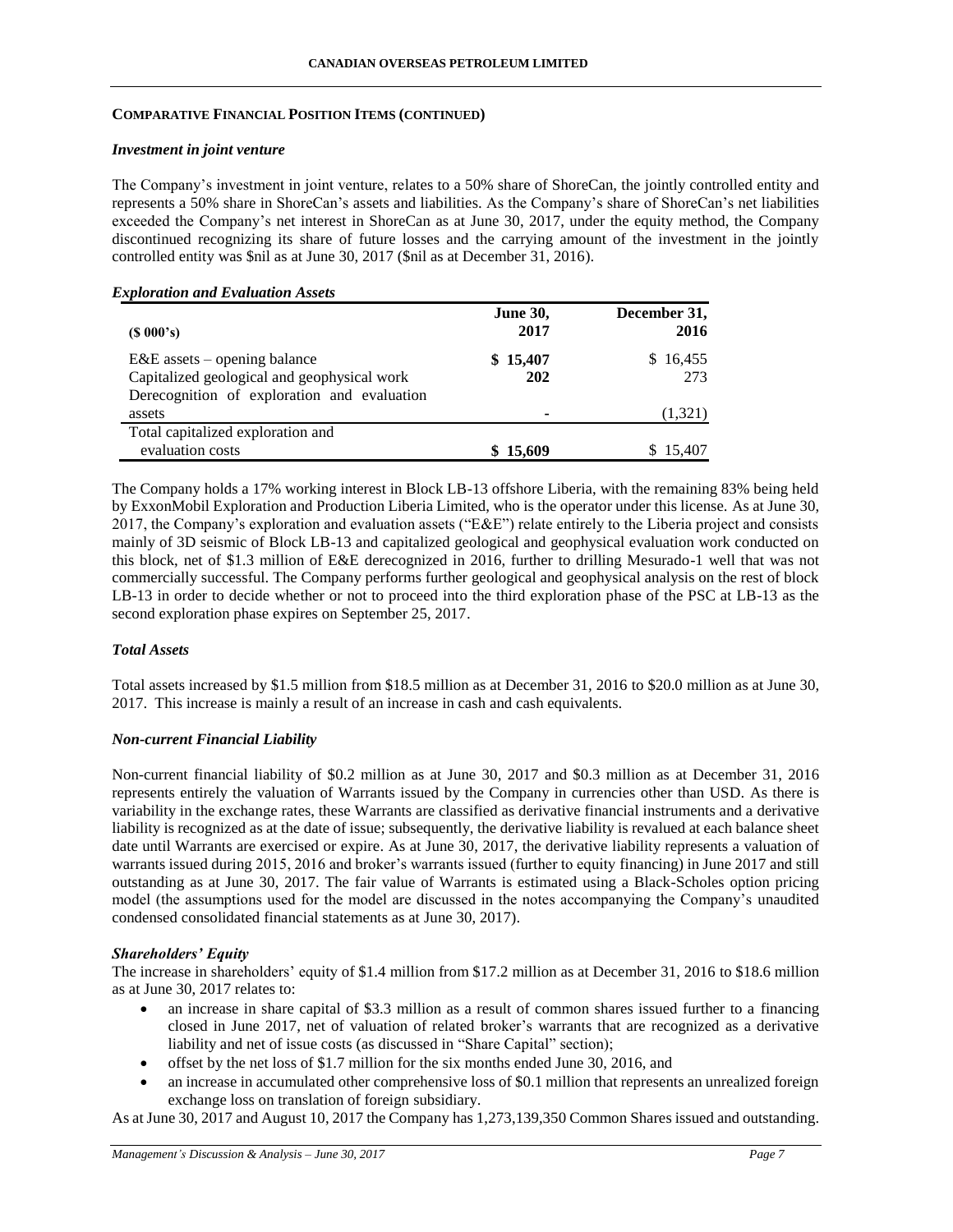## COMPARATIVE FINANCIAL POSITION ITEMS (CONTINUED)

### *Investment in joint venture*

The Company's investment in joint venture, relates to a 50% share of ShoreCan, the jointly controlled entity and represents a 50% share in ShoreCan's assets and liabilities. As the Company's share of ShoreCan's net liabilities exceeded the Company's net interest in ShoreCan as at June 30, 2017, under the equity method, the Company discontinued recognizing its share of future losses and the carrying amount of the investment in the jointly controlled entity was $nil as at June 30, 2017 ($nil as at December 31, 2016).

### *Exploration and Evaluation Assets*

| ($ 000's) | June 30, 2017 | December 31, 2016 |
|---|---|---|
| E&E assets – opening balance | **$ 15,407** | $ 16,455 |
| Capitalized geological and geophysical work | **202** | 273 |
| Derecognition of exploration and evaluation assets | **-** | (1,321) |
| Total capitalized exploration and evaluation costs | **$ 15,609** | $ 15,407 |

The Company holds a 17% working interest in Block LB-13 offshore Liberia, with the remaining 83% being held by ExxonMobil Exploration and Production Liberia Limited, who is the operator under this license. As at June 30, 2017, the Company's exploration and evaluation assets ("E&E") relate entirely to the Liberia project and consists mainly of 3D seismic of Block LB-13 and capitalized geological and geophysical evaluation work conducted on this block, net of $1.3 million of E&E derecognized in 2016, further to drilling Mesurado-1 well that was not commercially successful. The Company performs further geological and geophysical analysis on the rest of block LB-13 in order to decide whether or not to proceed into the third exploration phase of the PSC at LB-13 as the second exploration phase expires on September 25, 2017.

### *Total Assets*

Total assets increased by $1.5 million from $18.5 million as at December 31, 2016 to $20.0 million as at June 30, 2017. This increase is mainly a result of an increase in cash and cash equivalents.

### *Non-current Financial Liability*

Non-current financial liability of $0.2 million as at June 30, 2017 and $0.3 million as at December 31, 2016 represents entirely the valuation of Warrants issued by the Company in currencies other than USD. As there is variability in the exchange rates, these Warrants are classified as derivative financial instruments and a derivative liability is recognized as at the date of issue; subsequently, the derivative liability is revalued at each balance sheet date until Warrants are exercised or expire. As at June 30, 2017, the derivative liability represents a valuation of warrants issued during 2015, 2016 and broker's warrants issued (further to equity financing) in June 2017 and still outstanding as at June 30, 2017. The fair value of Warrants is estimated using a Black-Scholes option pricing model (the assumptions used for the model are discussed in the notes accompanying the Company's unaudited condensed consolidated financial statements as at June 30, 2017).

### *Shareholders' Equity*

The increase in shareholders' equity of $1.4 million from $17.2 million as at December 31, 2016 to $18.6 million as at June 30, 2017 relates to:

- an increase in share capital of $3.3 million as a result of common shares issued further to a financing closed in June 2017, net of valuation of related broker's warrants that are recognized as a derivative liability and net of issue costs (as discussed in "Share Capital" section);
- offset by the net loss of $1.7 million for the six months ended June 30, 2016, and
- an increase in accumulated other comprehensive loss of $0.1 million that represents an unrealized foreign exchange loss on translation of foreign subsidiary.

As at June 30, 2017 and August 10, 2017 the Company has 1,273,139,350 Common Shares issued and outstanding.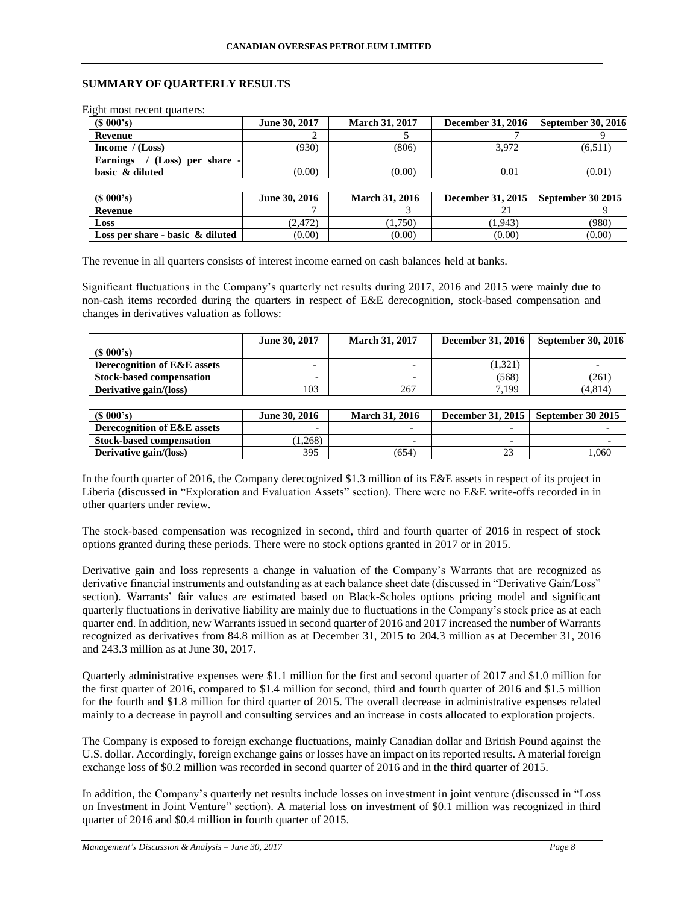## SUMMARY OF QUARTERLY RESULTS

Eight most recent quarters:

| ($ 000's) | June 30, 2017 | March 31, 2017 | December 31, 2016 | September 30, 2016 |
|---|---|---|---|---|
| **Revenue** | 2 | 5 | 7 | 9 |
| **Income / (Loss)** | (930) | (806) | 3,972 | (6,511) |
| **Earnings / (Loss) per share - basic & diluted** | (0.00) | (0.00) | 0.01 | (0.01) |

| ($ 000's) | June 30, 2016 | March 31, 2016 | December 31, 2015 | September 30 2015 |
|---|---|---|---|---|
| **Revenue** | 7 | 3 | 21 | 9 |
| **Loss** | (2,472) | (1,750) | (1,943) | (980) |
| **Loss per share - basic & diluted** | (0.00) | (0.00) | (0.00) | (0.00) |

The revenue in all quarters consists of interest income earned on cash balances held at banks.

Significant fluctuations in the Company's quarterly net results during 2017, 2016 and 2015 were mainly due to non-cash items recorded during the quarters in respect of E&E derecognition, stock-based compensation and changes in derivatives valuation as follows:

| ($ 000's) | June 30, 2017 | March 31, 2017 | December 31, 2016 | September 30, 2016 |
|---|---|---|---|---|
| **Derecognition of E&E assets** | - | - | (1,321) | - |
| **Stock-based compensation** | - | - | (568) | (261) |
| **Derivative gain/(loss)** | 103 | 267 | 7,199 | (4,814) |

| ($ 000's) | June 30, 2016 | March 31, 2016 | December 31, 2015 | September 30 2015 |
|---|---|---|---|---|
| **Derecognition of E&E assets** | - | - | - | - |
| **Stock-based compensation** | (1,268) | - | - | - |
| **Derivative gain/(loss)** | 395 | (654) | 23 | 1,060 |

In the fourth quarter of 2016, the Company derecognized $1.3 million of its E&E assets in respect of its project in Liberia (discussed in "Exploration and Evaluation Assets" section). There were no E&E write-offs recorded in in other quarters under review.

The stock-based compensation was recognized in second, third and fourth quarter of 2016 in respect of stock options granted during these periods. There were no stock options granted in 2017 or in 2015.

Derivative gain and loss represents a change in valuation of the Company's Warrants that are recognized as derivative financial instruments and outstanding as at each balance sheet date (discussed in "Derivative Gain/Loss" section). Warrants' fair values are estimated based on Black-Scholes options pricing model and significant quarterly fluctuations in derivative liability are mainly due to fluctuations in the Company's stock price as at each quarter end. In addition, new Warrants issued in second quarter of 2016 and 2017 increased the number of Warrants recognized as derivatives from 84.8 million as at December 31, 2015 to 204.3 million as at December 31, 2016 and 243.3 million as at June 30, 2017.

Quarterly administrative expenses were $1.1 million for the first and second quarter of 2017 and $1.0 million for the first quarter of 2016, compared to $1.4 million for second, third and fourth quarter of 2016 and $1.5 million for the fourth and $1.8 million for third quarter of 2015. The overall decrease in administrative expenses related mainly to a decrease in payroll and consulting services and an increase in costs allocated to exploration projects.

The Company is exposed to foreign exchange fluctuations, mainly Canadian dollar and British Pound against the U.S. dollar. Accordingly, foreign exchange gains or losses have an impact on its reported results. A material foreign exchange loss of $0.2 million was recorded in second quarter of 2016 and in the third quarter of 2015.

In addition, the Company's quarterly net results include losses on investment in joint venture (discussed in "Loss on Investment in Joint Venture" section). A material loss on investment of $0.1 million was recognized in third quarter of 2016 and $0.4 million in fourth quarter of 2015.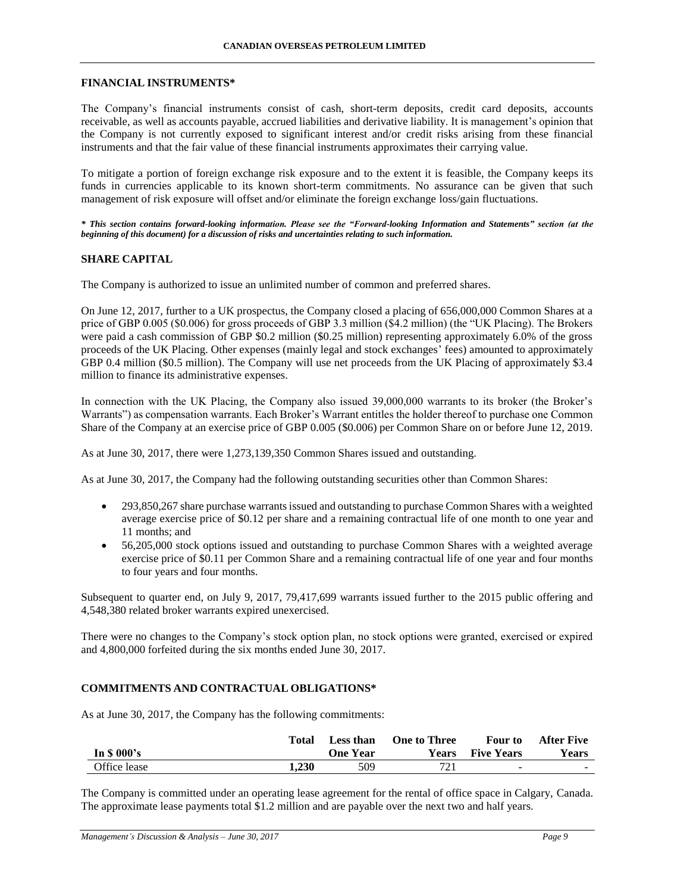## FINANCIAL INSTRUMENTS*

The Company's financial instruments consist of cash, short-term deposits, credit card deposits, accounts receivable, as well as accounts payable, accrued liabilities and derivative liability. It is management's opinion that the Company is not currently exposed to significant interest and/or credit risks arising from these financial instruments and that the fair value of these financial instruments approximates their carrying value.

To mitigate a portion of foreign exchange risk exposure and to the extent it is feasible, the Company keeps its funds in currencies applicable to its known short-term commitments. No assurance can be given that such management of risk exposure will offset and/or eliminate the foreign exchange loss/gain fluctuations.

***\* This section contains forward-looking information. Please see the "Forward-looking Information and Statements" section (at the beginning of this document) for a discussion of risks and uncertainties relating to such information.***

## SHARE CAPITAL

The Company is authorized to issue an unlimited number of common and preferred shares.

On June 12, 2017, further to a UK prospectus, the Company closed a placing of 656,000,000 Common Shares at a price of GBP 0.005 ($0.006) for gross proceeds of GBP 3.3 million ($4.2 million) (the "UK Placing). The Brokers were paid a cash commission of GBP $0.2 million ($0.25 million) representing approximately 6.0% of the gross proceeds of the UK Placing. Other expenses (mainly legal and stock exchanges' fees) amounted to approximately GBP 0.4 million ($0.5 million). The Company will use net proceeds from the UK Placing of approximately $3.4 million to finance its administrative expenses.

In connection with the UK Placing, the Company also issued 39,000,000 warrants to its broker (the Broker's Warrants") as compensation warrants. Each Broker's Warrant entitles the holder thereof to purchase one Common Share of the Company at an exercise price of GBP 0.005 ($0.006) per Common Share on or before June 12, 2019.

As at June 30, 2017, there were 1,273,139,350 Common Shares issued and outstanding.

As at June 30, 2017, the Company had the following outstanding securities other than Common Shares:

- 293,850,267 share purchase warrants issued and outstanding to purchase Common Shares with a weighted average exercise price of $0.12 per share and a remaining contractual life of one month to one year and 11 months; and
- 56,205,000 stock options issued and outstanding to purchase Common Shares with a weighted average exercise price of $0.11 per Common Share and a remaining contractual life of one year and four months to four years and four months.

Subsequent to quarter end, on July 9, 2017, 79,417,699 warrants issued further to the 2015 public offering and 4,548,380 related broker warrants expired unexercised.

There were no changes to the Company's stock option plan, no stock options were granted, exercised or expired and 4,800,000 forfeited during the six months ended June 30, 2017.

## COMMITMENTS AND CONTRACTUAL OBLIGATIONS*

As at June 30, 2017, the Company has the following commitments:

| In $ 000's | Total | Less than One Year | One to Three Years | Four to Five Years | After Five Years |
|---|---|---|---|---|---|
| Office lease | **1,230** | 509 | 721 | - | - |

The Company is committed under an operating lease agreement for the rental of office space in Calgary, Canada. The approximate lease payments total $1.2 million and are payable over the next two and half years.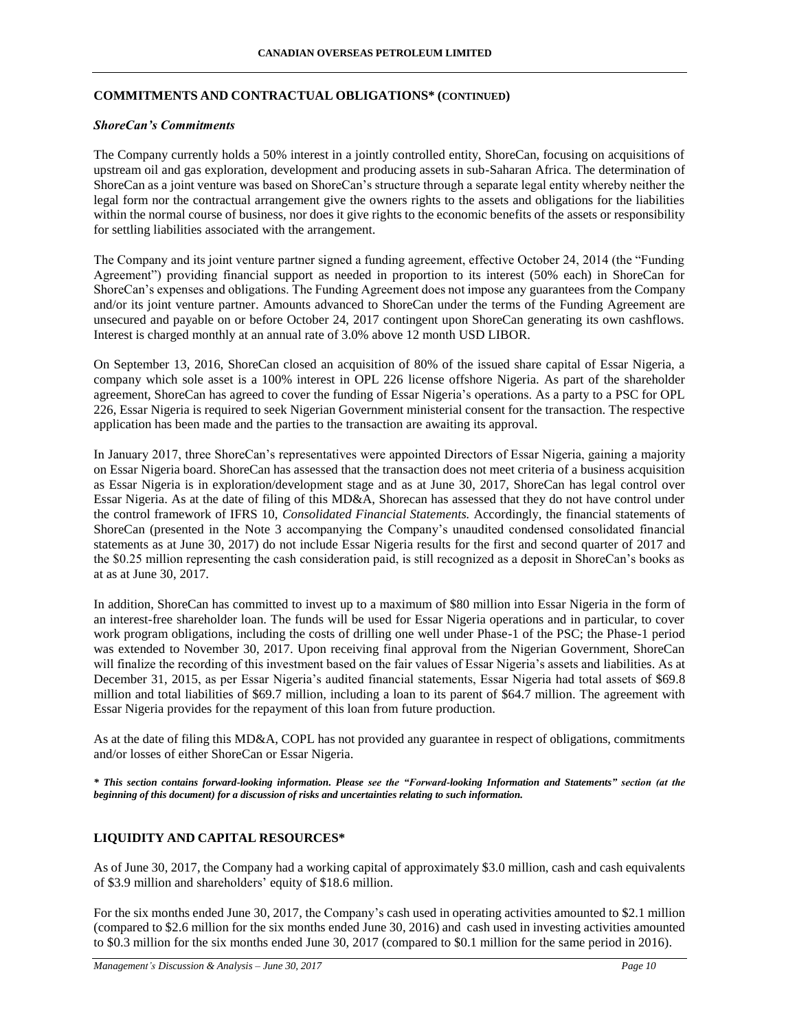## COMMITMENTS AND CONTRACTUAL OBLIGATIONS* (CONTINUED)

### *ShoreCan's Commitments*

The Company currently holds a 50% interest in a jointly controlled entity, ShoreCan, focusing on acquisitions of upstream oil and gas exploration, development and producing assets in sub-Saharan Africa. The determination of ShoreCan as a joint venture was based on ShoreCan's structure through a separate legal entity whereby neither the legal form nor the contractual arrangement give the owners rights to the assets and obligations for the liabilities within the normal course of business, nor does it give rights to the economic benefits of the assets or responsibility for settling liabilities associated with the arrangement.

The Company and its joint venture partner signed a funding agreement, effective October 24, 2014 (the "Funding Agreement") providing financial support as needed in proportion to its interest (50% each) in ShoreCan for ShoreCan's expenses and obligations. The Funding Agreement does not impose any guarantees from the Company and/or its joint venture partner. Amounts advanced to ShoreCan under the terms of the Funding Agreement are unsecured and payable on or before October 24, 2017 contingent upon ShoreCan generating its own cashflows. Interest is charged monthly at an annual rate of 3.0% above 12 month USD LIBOR.

On September 13, 2016, ShoreCan closed an acquisition of 80% of the issued share capital of Essar Nigeria, a company which sole asset is a 100% interest in OPL 226 license offshore Nigeria. As part of the shareholder agreement, ShoreCan has agreed to cover the funding of Essar Nigeria's operations. As a party to a PSC for OPL 226, Essar Nigeria is required to seek Nigerian Government ministerial consent for the transaction. The respective application has been made and the parties to the transaction are awaiting its approval.

In January 2017, three ShoreCan's representatives were appointed Directors of Essar Nigeria, gaining a majority on Essar Nigeria board. ShoreCan has assessed that the transaction does not meet criteria of a business acquisition as Essar Nigeria is in exploration/development stage and as at June 30, 2017, ShoreCan has legal control over Essar Nigeria. As at the date of filing of this MD&A, Shorecan has assessed that they do not have control under the control framework of IFRS 10, *Consolidated Financial Statements.* Accordingly, the financial statements of ShoreCan (presented in the Note 3 accompanying the Company's unaudited condensed consolidated financial statements as at June 30, 2017) do not include Essar Nigeria results for the first and second quarter of 2017 and the $0.25 million representing the cash consideration paid, is still recognized as a deposit in ShoreCan's books as at as at June 30, 2017.

In addition, ShoreCan has committed to invest up to a maximum of $80 million into Essar Nigeria in the form of an interest-free shareholder loan. The funds will be used for Essar Nigeria operations and in particular, to cover work program obligations, including the costs of drilling one well under Phase-1 of the PSC; the Phase-1 period was extended to November 30, 2017. Upon receiving final approval from the Nigerian Government, ShoreCan will finalize the recording of this investment based on the fair values of Essar Nigeria's assets and liabilities. As at December 31, 2015, as per Essar Nigeria's audited financial statements, Essar Nigeria had total assets of $69.8 million and total liabilities of $69.7 million, including a loan to its parent of $64.7 million. The agreement with Essar Nigeria provides for the repayment of this loan from future production.

As at the date of filing this MD&A, COPL has not provided any guarantee in respect of obligations, commitments and/or losses of either ShoreCan or Essar Nigeria.

***\* This section contains forward-looking information. Please see the "Forward-looking Information and Statements" section (at the beginning of this document) for a discussion of risks and uncertainties relating to such information.***

## LIQUIDITY AND CAPITAL RESOURCES*

As of June 30, 2017, the Company had a working capital of approximately $3.0 million, cash and cash equivalents of $3.9 million and shareholders' equity of $18.6 million.

For the six months ended June 30, 2017, the Company's cash used in operating activities amounted to $2.1 million (compared to $2.6 million for the six months ended June 30, 2016) and cash used in investing activities amounted to $0.3 million for the six months ended June 30, 2017 (compared to $0.1 million for the same period in 2016).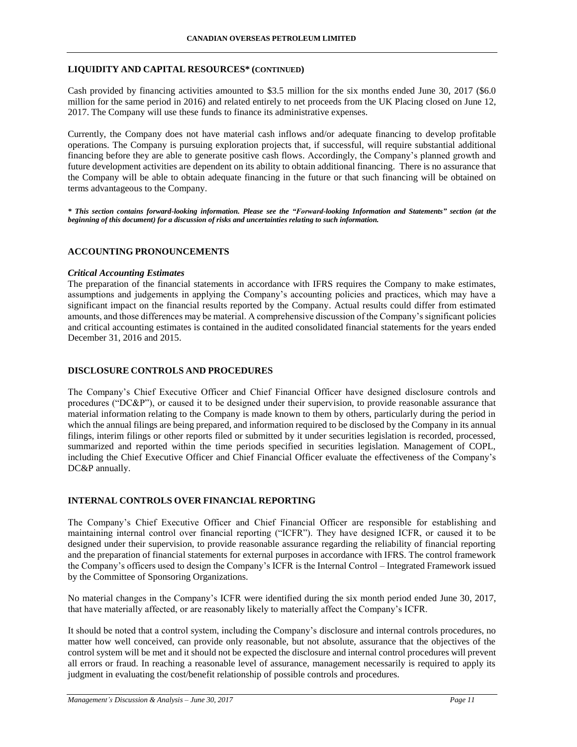## LIQUIDITY AND CAPITAL RESOURCES* (CONTINUED)

Cash provided by financing activities amounted to $3.5 million for the six months ended June 30, 2017 ($6.0 million for the same period in 2016) and related entirely to net proceeds from the UK Placing closed on June 12, 2017. The Company will use these funds to finance its administrative expenses.

Currently, the Company does not have material cash inflows and/or adequate financing to develop profitable operations. The Company is pursuing exploration projects that, if successful, will require substantial additional financing before they are able to generate positive cash flows. Accordingly, the Company's planned growth and future development activities are dependent on its ability to obtain additional financing. There is no assurance that the Company will be able to obtain adequate financing in the future or that such financing will be obtained on terms advantageous to the Company.

***** ***This section contains forward-looking information. Please see the "Forward-looking Information and Statements" section (at the beginning of this document) for a discussion of risks and uncertainties relating to such information.***

## ACCOUNTING PRONOUNCEMENTS

***Critical Accounting Estimates***

The preparation of the financial statements in accordance with IFRS requires the Company to make estimates, assumptions and judgements in applying the Company's accounting policies and practices, which may have a significant impact on the financial results reported by the Company. Actual results could differ from estimated amounts, and those differences may be material. A comprehensive discussion of the Company's significant policies and critical accounting estimates is contained in the audited consolidated financial statements for the years ended December 31, 2016 and 2015.

## DISCLOSURE CONTROLS AND PROCEDURES

The Company's Chief Executive Officer and Chief Financial Officer have designed disclosure controls and procedures ("DC&P"), or caused it to be designed under their supervision, to provide reasonable assurance that material information relating to the Company is made known to them by others, particularly during the period in which the annual filings are being prepared, and information required to be disclosed by the Company in its annual filings, interim filings or other reports filed or submitted by it under securities legislation is recorded, processed, summarized and reported within the time periods specified in securities legislation. Management of COPL, including the Chief Executive Officer and Chief Financial Officer evaluate the effectiveness of the Company's DC&P annually.

## INTERNAL CONTROLS OVER FINANCIAL REPORTING

The Company's Chief Executive Officer and Chief Financial Officer are responsible for establishing and maintaining internal control over financial reporting ("ICFR"). They have designed ICFR, or caused it to be designed under their supervision, to provide reasonable assurance regarding the reliability of financial reporting and the preparation of financial statements for external purposes in accordance with IFRS. The control framework the Company's officers used to design the Company's ICFR is the Internal Control – Integrated Framework issued by the Committee of Sponsoring Organizations.

No material changes in the Company's ICFR were identified during the six month period ended June 30, 2017, that have materially affected, or are reasonably likely to materially affect the Company's ICFR.

It should be noted that a control system, including the Company's disclosure and internal controls procedures, no matter how well conceived, can provide only reasonable, but not absolute, assurance that the objectives of the control system will be met and it should not be expected the disclosure and internal control procedures will prevent all errors or fraud. In reaching a reasonable level of assurance, management necessarily is required to apply its judgment in evaluating the cost/benefit relationship of possible controls and procedures.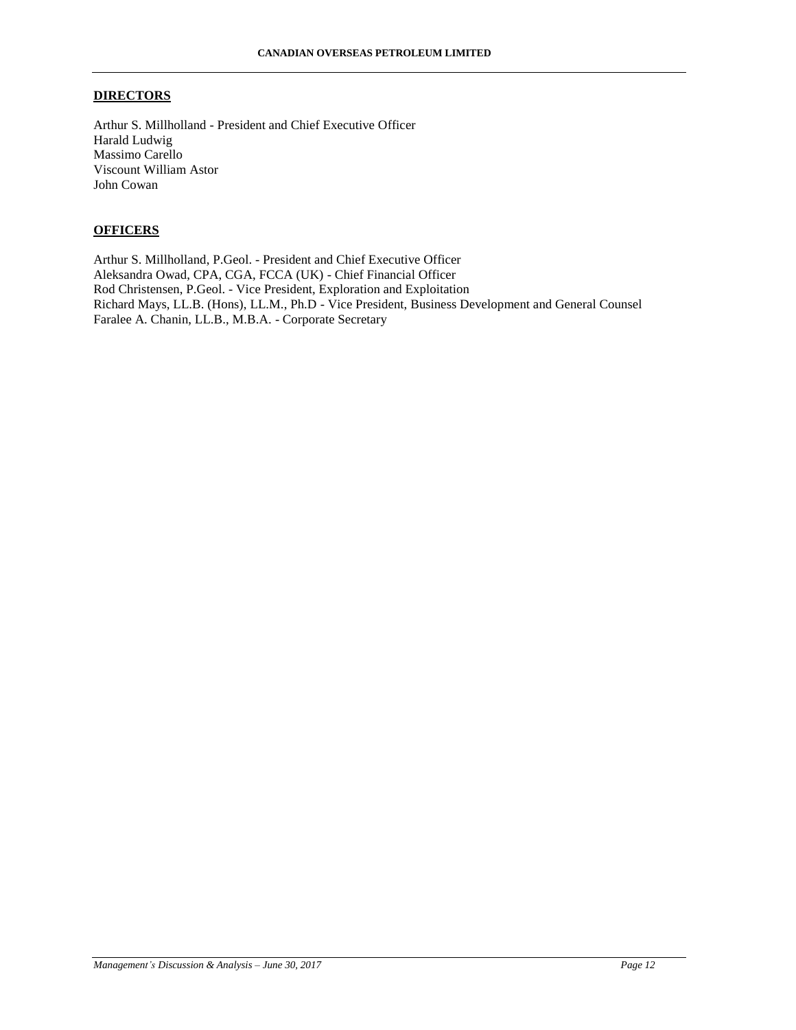## DIRECTORS

Arthur S. Millholland - President and Chief Executive Officer
Harald Ludwig
Massimo Carello
Viscount William Astor
John Cowan

## OFFICERS

Arthur S. Millholland, P.Geol. - President and Chief Executive Officer
Aleksandra Owad, CPA, CGA, FCCA (UK) - Chief Financial Officer
Rod Christensen, P.Geol. - Vice President, Exploration and Exploitation
Richard Mays, LL.B. (Hons), LL.M., Ph.D - Vice President, Business Development and General Counsel
Faralee A. Chanin, LL.B., M.B.A. - Corporate Secretary